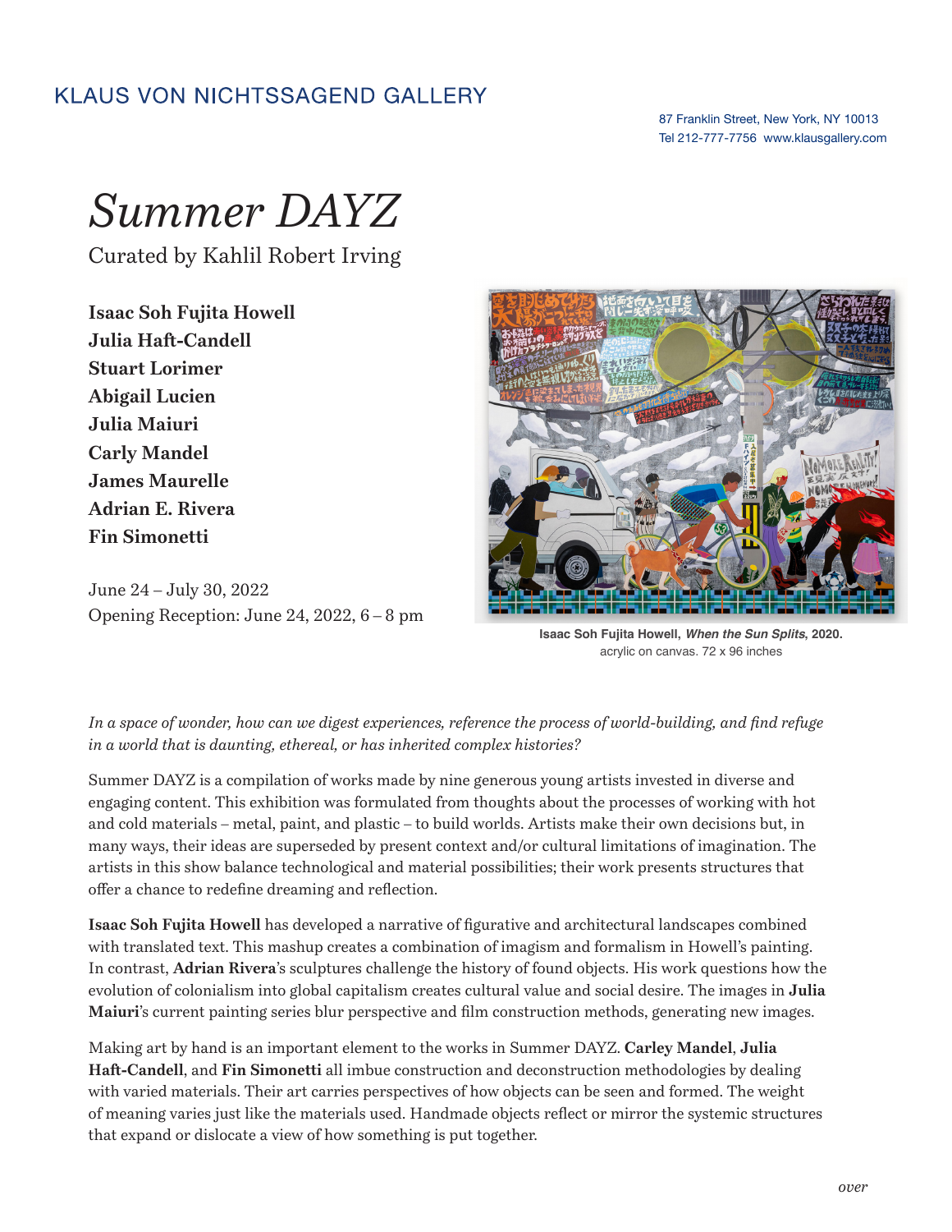KLAUS VON NICHTSSAGEND GALLERY

87 Franklin Street, New York, NY 10013
Tel 212-777-7756 www.klausgallery.com

# *Summer DAYZ*

Curated by Kahlil Robert Irving

**Isaac Soh Fujita Howell**
**Julia Haft-Candell**
**Stuart Lorimer**
**Abigail Lucien**
**Julia Maiuri**
**Carly Mandel**
**James Maurelle**
**Adrian E. Rivera**
**Fin Simonetti**

June 24 – July 30, 2022
Opening Reception: June 24, 2022, 6 – 8 pm

**Isaac Soh Fujita Howell, *When the Sun Splits*, 2020.**
acrylic on canvas. 72 x 96 inches

*In a space of wonder, how can we digest experiences, reference the process of world-building, and find refuge in a world that is daunting, ethereal, or has inherited complex histories?*

Summer DAYZ is a compilation of works made by nine generous young artists invested in diverse and engaging content. This exhibition was formulated from thoughts about the processes of working with hot and cold materials – metal, paint, and plastic – to build worlds. Artists make their own decisions but, in many ways, their ideas are superseded by present context and/or cultural limitations of imagination. The artists in this show balance technological and material possibilities; their work presents structures that offer a chance to redefine dreaming and reflection.

**Isaac Soh Fujita Howell** has developed a narrative of figurative and architectural landscapes combined with translated text. This mashup creates a combination of imagism and formalism in Howell's painting. In contrast, **Adrian Rivera**'s sculptures challenge the history of found objects. His work questions how the evolution of colonialism into global capitalism creates cultural value and social desire. The images in **Julia Maiuri**'s current painting series blur perspective and film construction methods, generating new images.

Making art by hand is an important element to the works in Summer DAYZ. **Carley Mandel**, **Julia Haft-Candell**, and **Fin Simonetti** all imbue construction and deconstruction methodologies by dealing with varied materials. Their art carries perspectives of how objects can be seen and formed. The weight of meaning varies just like the materials used. Handmade objects reflect or mirror the systemic structures that expand or dislocate a view of how something is put together.

*over*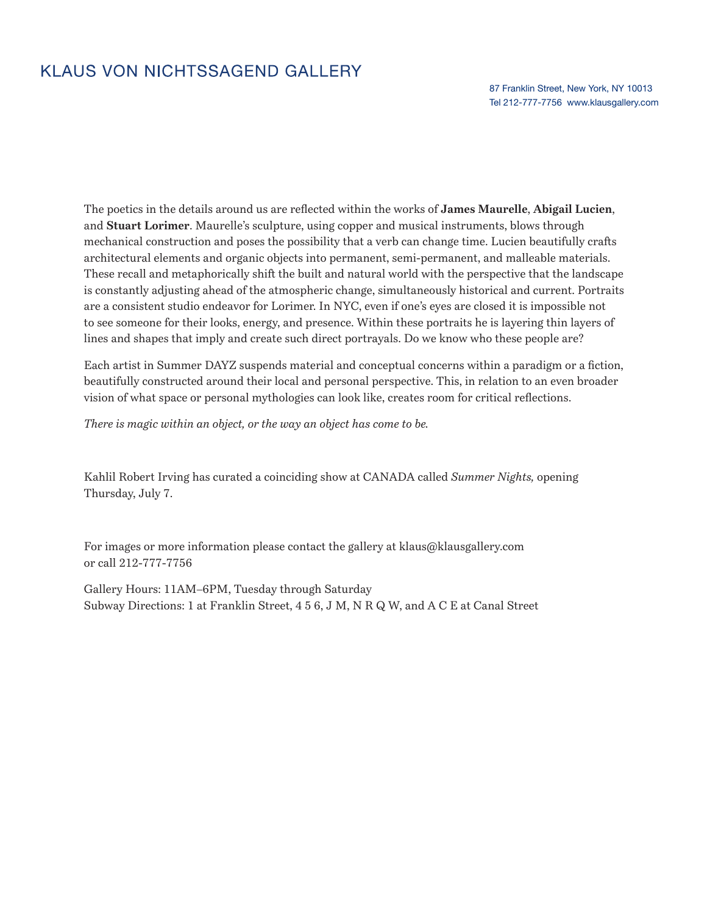KLAUS VON NICHTSSAGEND GALLERY

87 Franklin Street, New York, NY 10013
Tel 212-777-7756 www.klausgallery.com

The poetics in the details around us are reflected within the works of **James Maurelle**, **Abigail Lucien**, and **Stuart Lorimer**. Maurelle's sculpture, using copper and musical instruments, blows through mechanical construction and poses the possibility that a verb can change time. Lucien beautifully crafts architectural elements and organic objects into permanent, semi-permanent, and malleable materials. These recall and metaphorically shift the built and natural world with the perspective that the landscape is constantly adjusting ahead of the atmospheric change, simultaneously historical and current. Portraits are a consistent studio endeavor for Lorimer. In NYC, even if one's eyes are closed it is impossible not to see someone for their looks, energy, and presence. Within these portraits he is layering thin layers of lines and shapes that imply and create such direct portrayals. Do we know who these people are?

Each artist in Summer DAYZ suspends material and conceptual concerns within a paradigm or a fiction, beautifully constructed around their local and personal perspective. This, in relation to an even broader vision of what space or personal mythologies can look like, creates room for critical reflections.

*There is magic within an object, or the way an object has come to be.*

Kahlil Robert Irving has curated a coinciding show at CANADA called *Summer Nights,* opening Thursday, July 7.

For images or more information please contact the gallery at klaus@klausgallery.com
or call 212-777-7756

Gallery Hours: 11AM–6PM, Tuesday through Saturday
Subway Directions: 1 at Franklin Street, 4 5 6, J M, N R Q W, and A C E at Canal Street